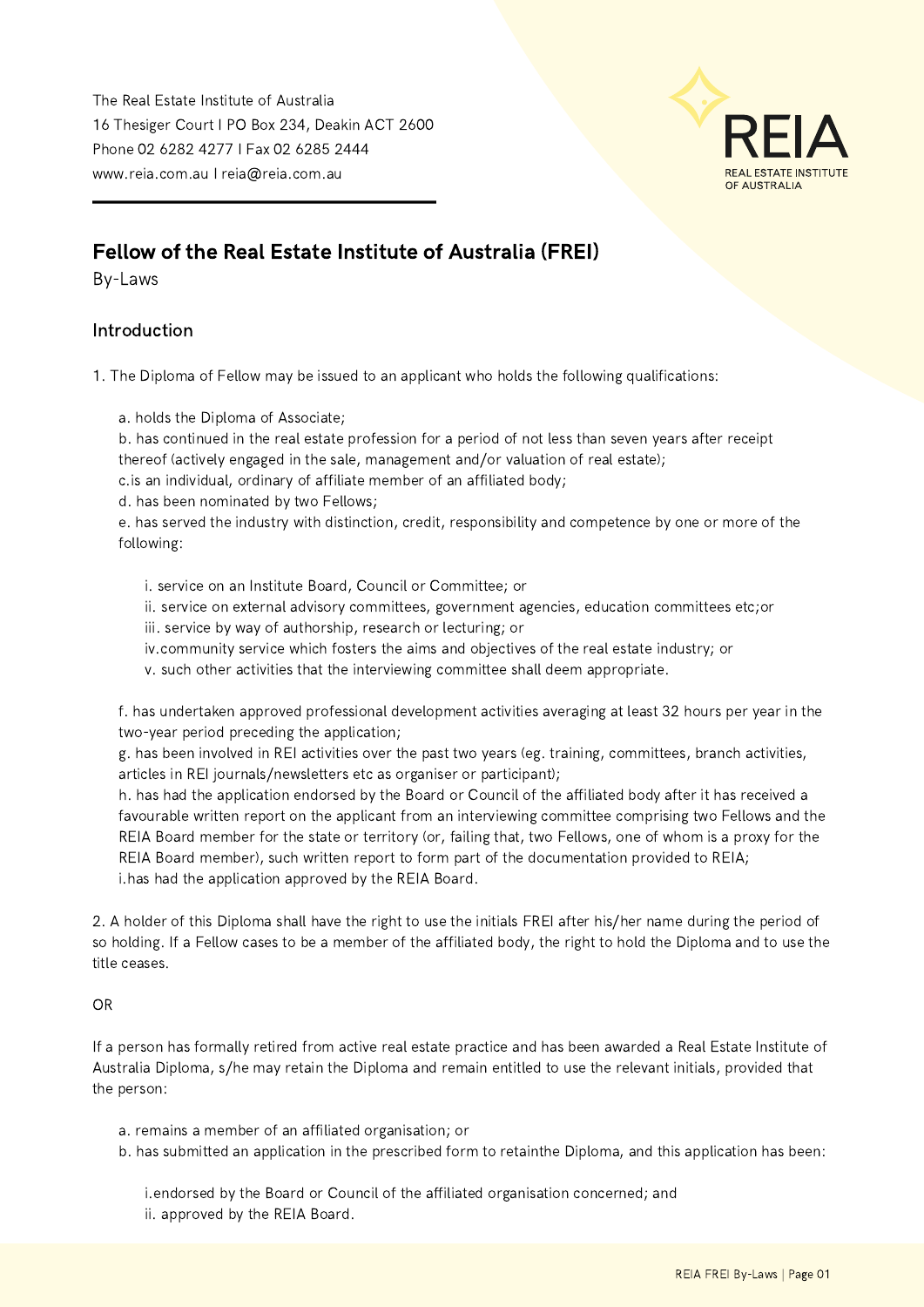The Real Estate Institute of Australia
16 Thesiger Court I PO Box 234, Deakin ACT 2600
Phone 02 6282 4277 I Fax 02 6285 2444
www.reia.com.au I reia@reia.com.au

REIA
REAL ESTATE INSTITUTE OF AUSTRALIA

## Fellow of the Real Estate Institute of Australia (FREI)

By-Laws

### Introduction

1. The Diploma of Fellow may be issued to an applicant who holds the following qualifications:

    a. holds the Diploma of Associate;
    b. has continued in the real estate profession for a period of not less than seven years after receipt thereof (actively engaged in the sale, management and/or valuation of real estate);
    c.is an individual, ordinary of affiliate member of an affiliated body;
    d. has been nominated by two Fellows;
    e. has served the industry with distinction, credit, responsibility and competence by one or more of the following:

        i. service on an Institute Board, Council or Committee; or
        ii. service on external advisory committees, government agencies, education committees etc;or
        iii. service by way of authorship, research or lecturing; or
        iv.community service which fosters the aims and objectives of the real estate industry; or
        v. such other activities that the interviewing committee shall deem appropriate.

    f. has undertaken approved professional development activities averaging at least 32 hours per year in the two-year period preceding the application;
    g. has been involved in REI activities over the past two years (eg. training, committees, branch activities, articles in REI journals/newsletters etc as organiser or participant);
    h. has had the application endorsed by the Board or Council of the affiliated body after it has received a favourable written report on the applicant from an interviewing committee comprising two Fellows and the REIA Board member for the state or territory (or, failing that, two Fellows, one of whom is a proxy for the REIA Board member), such written report to form part of the documentation provided to REIA;
    i.has had the application approved by the REIA Board.

2. A holder of this Diploma shall have the right to use the initials FREI after his/her name during the period of so holding. If a Fellow cases to be a member of the affiliated body, the right to hold the Diploma and to use the title ceases.

OR

If a person has formally retired from active real estate practice and has been awarded a Real Estate Institute of Australia Diploma, s/he may retain the Diploma and remain entitled to use the relevant initials, provided that the person:

a. remains a member of an affiliated organisation; or
b. has submitted an application in the prescribed form to retainthe Diploma, and this application has been:

    i.endorsed by the Board or Council of the affiliated organisation concerned; and
    ii. approved by the REIA Board.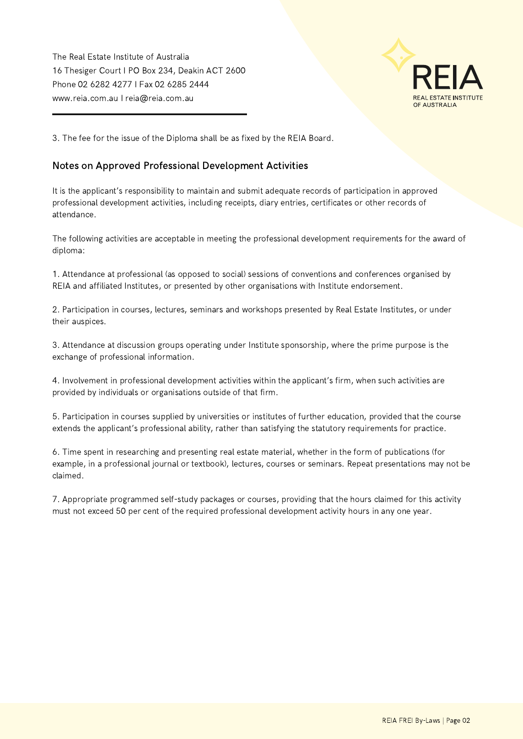The Real Estate Institute of Australia
16 Thesiger Court I PO Box 234, Deakin ACT 2600
Phone 02 6282 4277 I Fax 02 6285 2444
www.reia.com.au I reia@reia.com.au

3. The fee for the issue of the Diploma shall be as fixed by the REIA Board.

## Notes on Approved Professional Development Activities

It is the applicant's responsibility to maintain and submit adequate records of participation in approved professional development activities, including receipts, diary entries, certificates or other records of attendance.

The following activities are acceptable in meeting the professional development requirements for the award of diploma:

1. Attendance at professional (as opposed to social) sessions of conventions and conferences organised by REIA and affiliated Institutes, or presented by other organisations with Institute endorsement.

2. Participation in courses, lectures, seminars and workshops presented by Real Estate Institutes, or under their auspices.

3. Attendance at discussion groups operating under Institute sponsorship, where the prime purpose is the exchange of professional information.

4. Involvement in professional development activities within the applicant's firm, when such activities are provided by individuals or organisations outside of that firm.

5. Participation in courses supplied by universities or institutes of further education, provided that the course extends the applicant's professional ability, rather than satisfying the statutory requirements for practice.

6. Time spent in researching and presenting real estate material, whether in the form of publications (for example, in a professional journal or textbook), lectures, courses or seminars. Repeat presentations may not be claimed.

7. Appropriate programmed self-study packages or courses, providing that the hours claimed for this activity must not exceed 50 per cent of the required professional development activity hours in any one year.